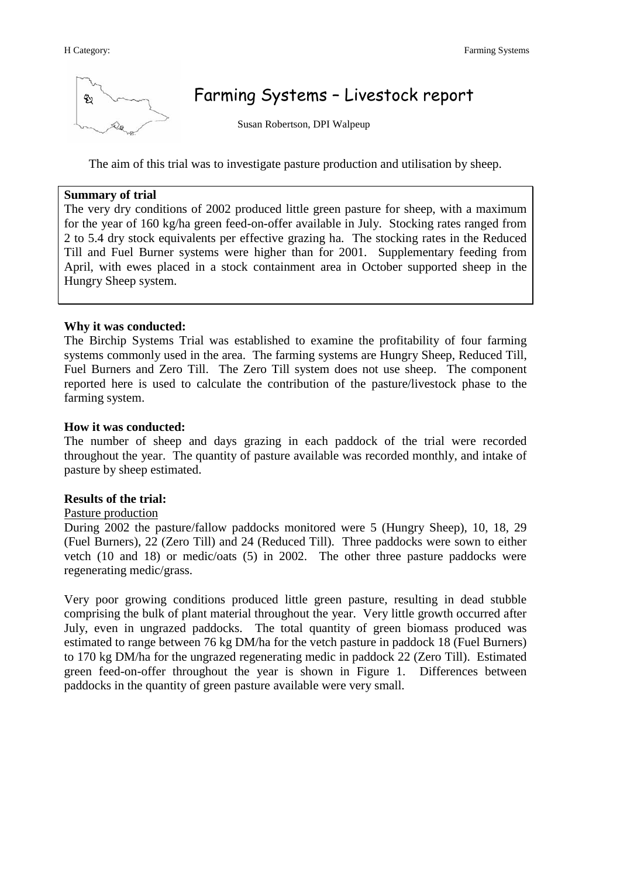# Farming Systems – Livestock report

Susan Robertson, DPI Walpeup

The aim of this trial was to investigate pasture production and utilisation by sheep.

**Summary of trial**

The very dry conditions of 2002 produced little green pasture for sheep, with a maximum for the year of 160 kg/ha green feed-on-offer available in July. Stocking rates ranged from 2 to 5.4 dry stock equivalents per effective grazing ha. The stocking rates in the Reduced Till and Fuel Burner systems were higher than for 2001. Supplementary feeding from April, with ewes placed in a stock containment area in October supported sheep in the Hungry Sheep system.

**Why it was conducted:**

The Birchip Systems Trial was established to examine the profitability of four farming systems commonly used in the area. The farming systems are Hungry Sheep, Reduced Till, Fuel Burners and Zero Till. The Zero Till system does not use sheep. The component reported here is used to calculate the contribution of the pasture/livestock phase to the farming system.

**How it was conducted:**

The number of sheep and days grazing in each paddock of the trial were recorded throughout the year. The quantity of pasture available was recorded monthly, and intake of pasture by sheep estimated.

**Results of the trial:**

Pasture production

During 2002 the pasture/fallow paddocks monitored were 5 (Hungry Sheep), 10, 18, 29 (Fuel Burners), 22 (Zero Till) and 24 (Reduced Till). Three paddocks were sown to either vetch (10 and 18) or medic/oats (5) in 2002. The other three pasture paddocks were regenerating medic/grass.

Very poor growing conditions produced little green pasture, resulting in dead stubble comprising the bulk of plant material throughout the year. Very little growth occurred after July, even in ungrazed paddocks. The total quantity of green biomass produced was estimated to range between 76 kg DM/ha for the vetch pasture in paddock 18 (Fuel Burners) to 170 kg DM/ha for the ungrazed regenerating medic in paddock 22 (Zero Till). Estimated green feed-on-offer throughout the year is shown in Figure 1. Differences between paddocks in the quantity of green pasture available were very small.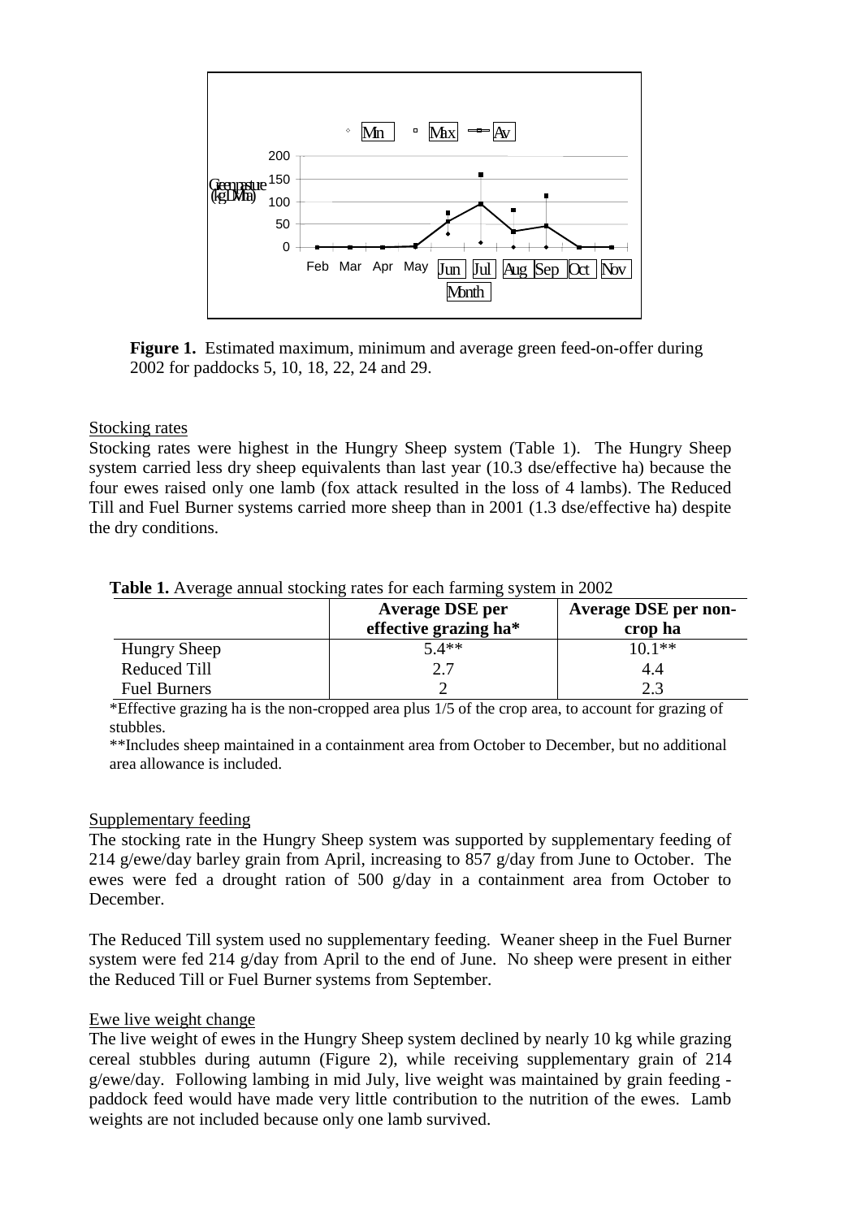**Figure 1.** Estimated maximum, minimum and average green feed-on-offer during 2002 for paddocks 5, 10, 18, 22, 24 and 29.

Stocking rates

Stocking rates were highest in the Hungry Sheep system (Table 1). The Hungry Sheep system carried less dry sheep equivalents than last year (10.3 dse/effective ha) because the four ewes raised only one lamb (fox attack resulted in the loss of 4 lambs). The Reduced Till and Fuel Burner systems carried more sheep than in 2001 (1.3 dse/effective ha) despite the dry conditions.

**Table 1.** Average annual stocking rates for each farming system in 2002

| | Average DSE per effective grazing ha* | Average DSE per non-crop ha |
|---|---|---|
| Hungry Sheep | 5.4** | 10.1** |
| Reduced Till | 2.7 | 4.4 |
| Fuel Burners | 2 | 2.3 |

*Effective grazing ha is the non-cropped area plus 1/5 of the crop area, to account for grazing of stubbles.

**Includes sheep maintained in a containment area from October to December, but no additional area allowance is included.

Supplementary feeding

The stocking rate in the Hungry Sheep system was supported by supplementary feeding of 214 g/ewe/day barley grain from April, increasing to 857 g/day from June to October. The ewes were fed a drought ration of 500 g/day in a containment area from October to December.

The Reduced Till system used no supplementary feeding. Weaner sheep in the Fuel Burner system were fed 214 g/day from April to the end of June. No sheep were present in either the Reduced Till or Fuel Burner systems from September.

Ewe live weight change

The live weight of ewes in the Hungry Sheep system declined by nearly 10 kg while grazing cereal stubbles during autumn (Figure 2), while receiving supplementary grain of 214 g/ewe/day. Following lambing in mid July, live weight was maintained by grain feeding - paddock feed would have made very little contribution to the nutrition of the ewes. Lamb weights are not included because only one lamb survived.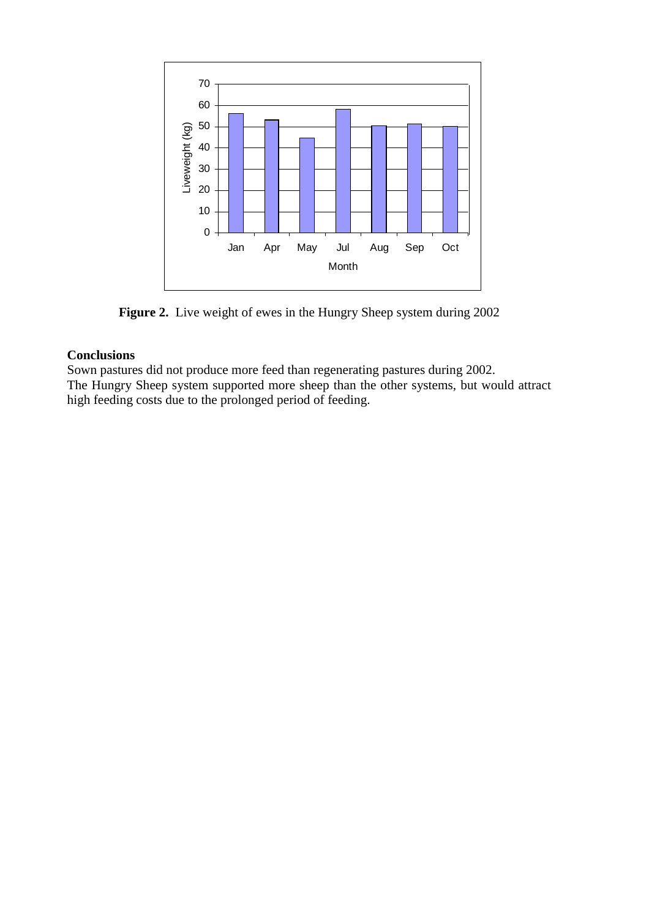70
60
50
40
30
20
10
0

Liveweight (kg)

Jan Apr May Jul Aug Sep Oct

Month

**Figure 2.** Live weight of ewes in the Hungry Sheep system during 2002

**Conclusions**

Sown pastures did not produce more feed than regenerating pastures during 2002.
The Hungry Sheep system supported more sheep than the other systems, but would attract high feeding costs due to the prolonged period of feeding.